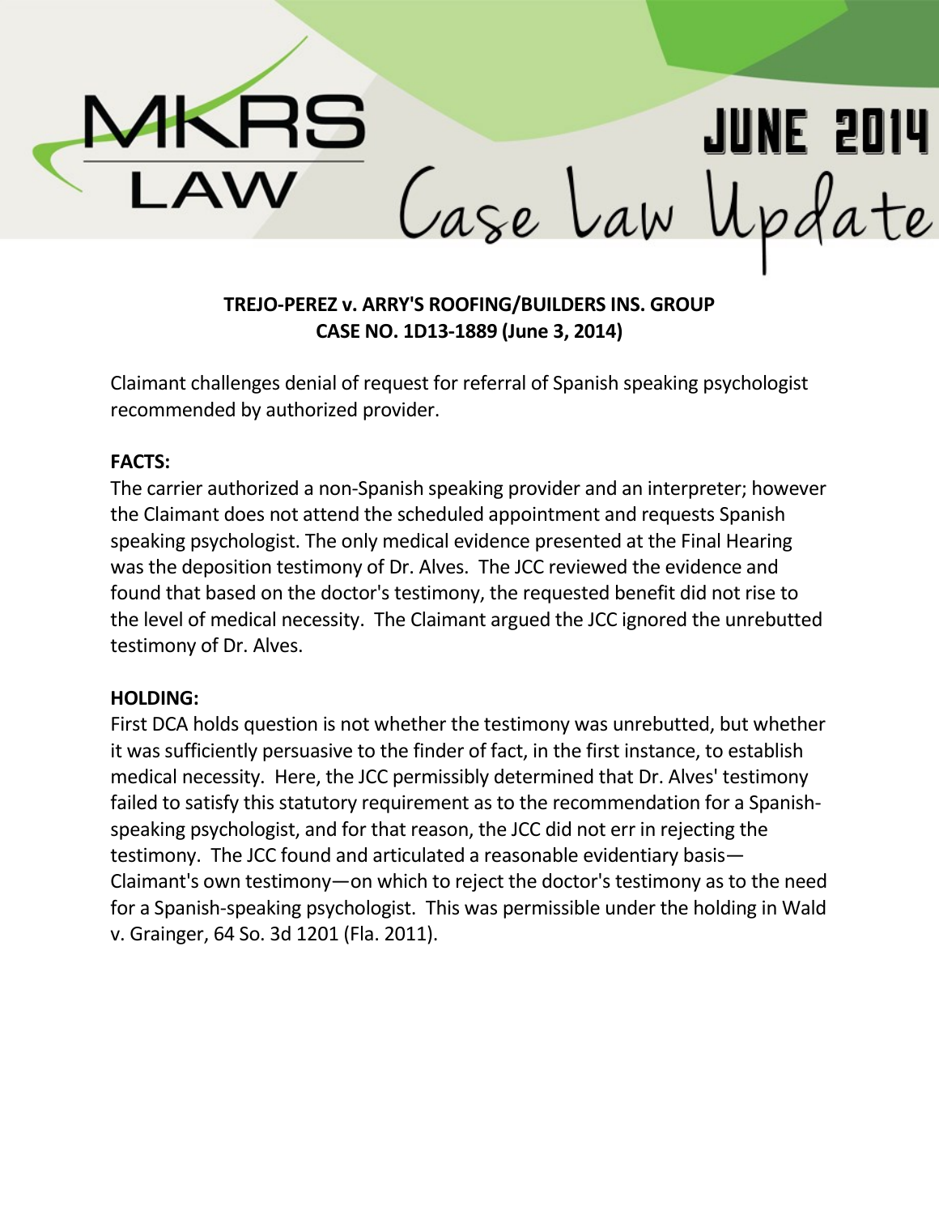MKRS LAW

# JUNE 2014 Case Law Update

**TREJO-PEREZ v. ARRY'S ROOFING/BUILDERS INS. GROUP**
**CASE NO. 1D13-1889 (June 3, 2014)**

Claimant challenges denial of request for referral of Spanish speaking psychologist recommended by authorized provider.

**FACTS:**

The carrier authorized a non-Spanish speaking provider and an interpreter; however the Claimant does not attend the scheduled appointment and requests Spanish speaking psychologist. The only medical evidence presented at the Final Hearing was the deposition testimony of Dr. Alves. The JCC reviewed the evidence and found that based on the doctor's testimony, the requested benefit did not rise to the level of medical necessity. The Claimant argued the JCC ignored the unrebutted testimony of Dr. Alves.

**HOLDING:**

First DCA holds question is not whether the testimony was unrebutted, but whether it was sufficiently persuasive to the finder of fact, in the first instance, to establish medical necessity. Here, the JCC permissibly determined that Dr. Alves' testimony failed to satisfy this statutory requirement as to the recommendation for a Spanish-speaking psychologist, and for that reason, the JCC did not err in rejecting the testimony. The JCC found and articulated a reasonable evidentiary basis—Claimant's own testimony—on which to reject the doctor's testimony as to the need for a Spanish-speaking psychologist. This was permissible under the holding in Wald v. Grainger, 64 So. 3d 1201 (Fla. 2011).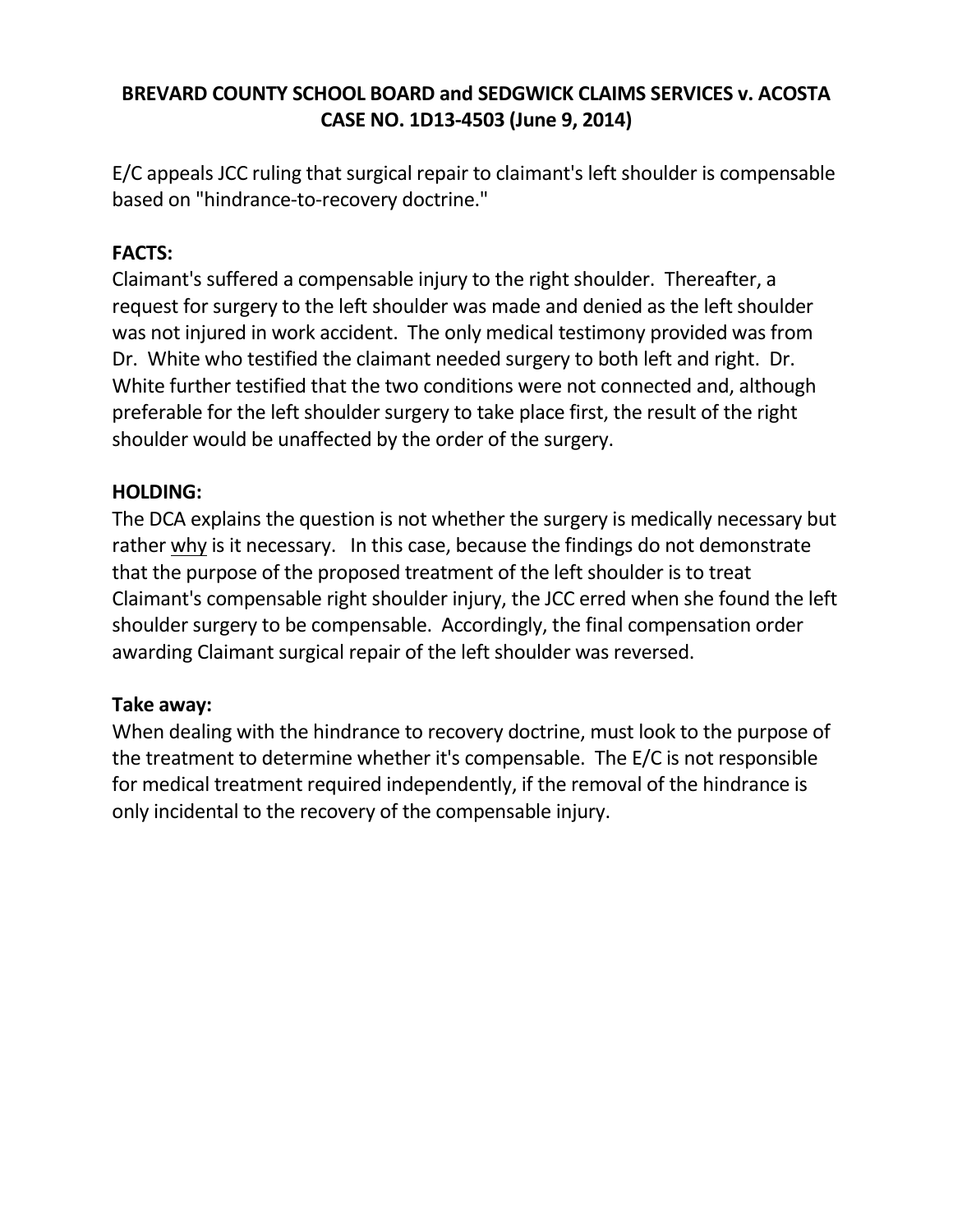**BREVARD COUNTY SCHOOL BOARD and SEDGWICK CLAIMS SERVICES v. ACOSTA CASE NO. 1D13-4503 (June 9, 2014)**

E/C appeals JCC ruling that surgical repair to claimant's left shoulder is compensable based on "hindrance-to-recovery doctrine."

**FACTS:**

Claimant's suffered a compensable injury to the right shoulder. Thereafter, a request for surgery to the left shoulder was made and denied as the left shoulder was not injured in work accident. The only medical testimony provided was from Dr. White who testified the claimant needed surgery to both left and right. Dr. White further testified that the two conditions were not connected and, although preferable for the left shoulder surgery to take place first, the result of the right shoulder would be unaffected by the order of the surgery.

**HOLDING:**

The DCA explains the question is not whether the surgery is medically necessary but rather <u>why</u> is it necessary. In this case, because the findings do not demonstrate that the purpose of the proposed treatment of the left shoulder is to treat Claimant's compensable right shoulder injury, the JCC erred when she found the left shoulder surgery to be compensable. Accordingly, the final compensation order awarding Claimant surgical repair of the left shoulder was reversed.

**Take away:**

When dealing with the hindrance to recovery doctrine, must look to the purpose of the treatment to determine whether it's compensable. The E/C is not responsible for medical treatment required independently, if the removal of the hindrance is only incidental to the recovery of the compensable injury.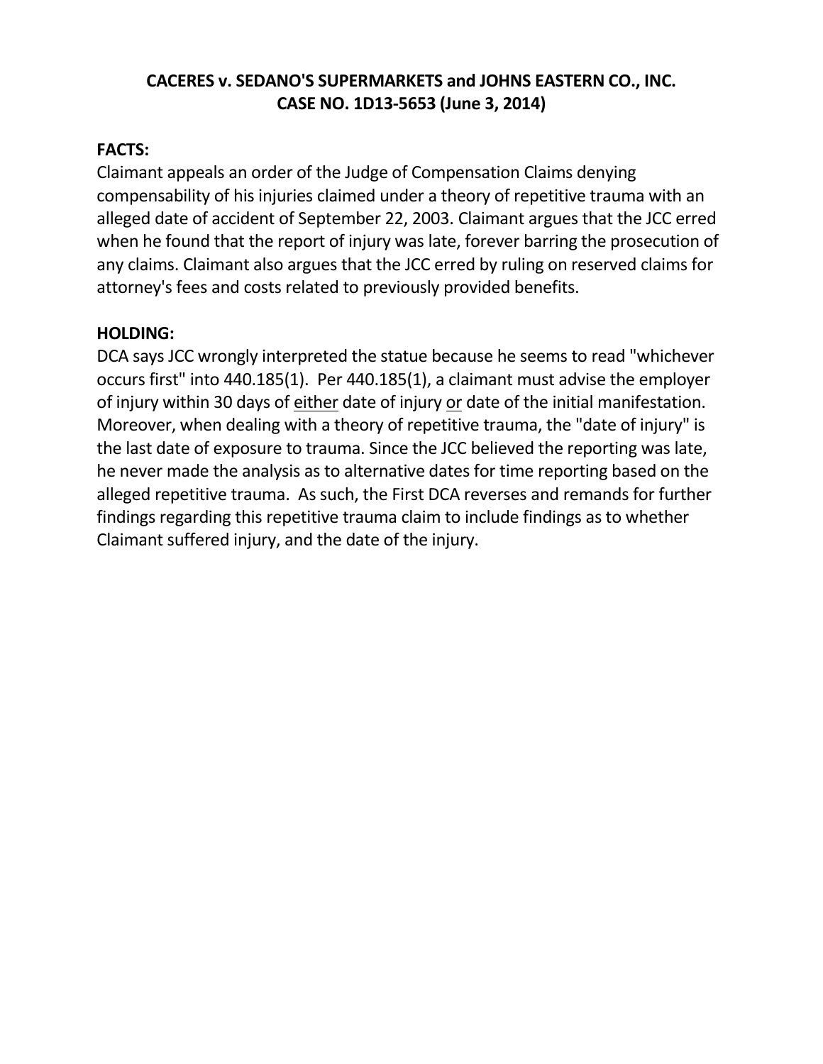**CACERES v. SEDANO'S SUPERMARKETS and JOHNS EASTERN CO., INC.**
**CASE NO. 1D13-5653 (June 3, 2014)**

**FACTS:**

Claimant appeals an order of the Judge of Compensation Claims denying compensability of his injuries claimed under a theory of repetitive trauma with an alleged date of accident of September 22, 2003. Claimant argues that the JCC erred when he found that the report of injury was late, forever barring the prosecution of any claims. Claimant also argues that the JCC erred by ruling on reserved claims for attorney's fees and costs related to previously provided benefits.

**HOLDING:**

DCA says JCC wrongly interpreted the statue because he seems to read "whichever occurs first" into 440.185(1). Per 440.185(1), a claimant must advise the employer of injury within 30 days of <u>either</u> date of injury <u>or</u> date of the initial manifestation. Moreover, when dealing with a theory of repetitive trauma, the "date of injury" is the last date of exposure to trauma. Since the JCC believed the reporting was late, he never made the analysis as to alternative dates for time reporting based on the alleged repetitive trauma. As such, the First DCA reverses and remands for further findings regarding this repetitive trauma claim to include findings as to whether Claimant suffered injury, and the date of the injury.